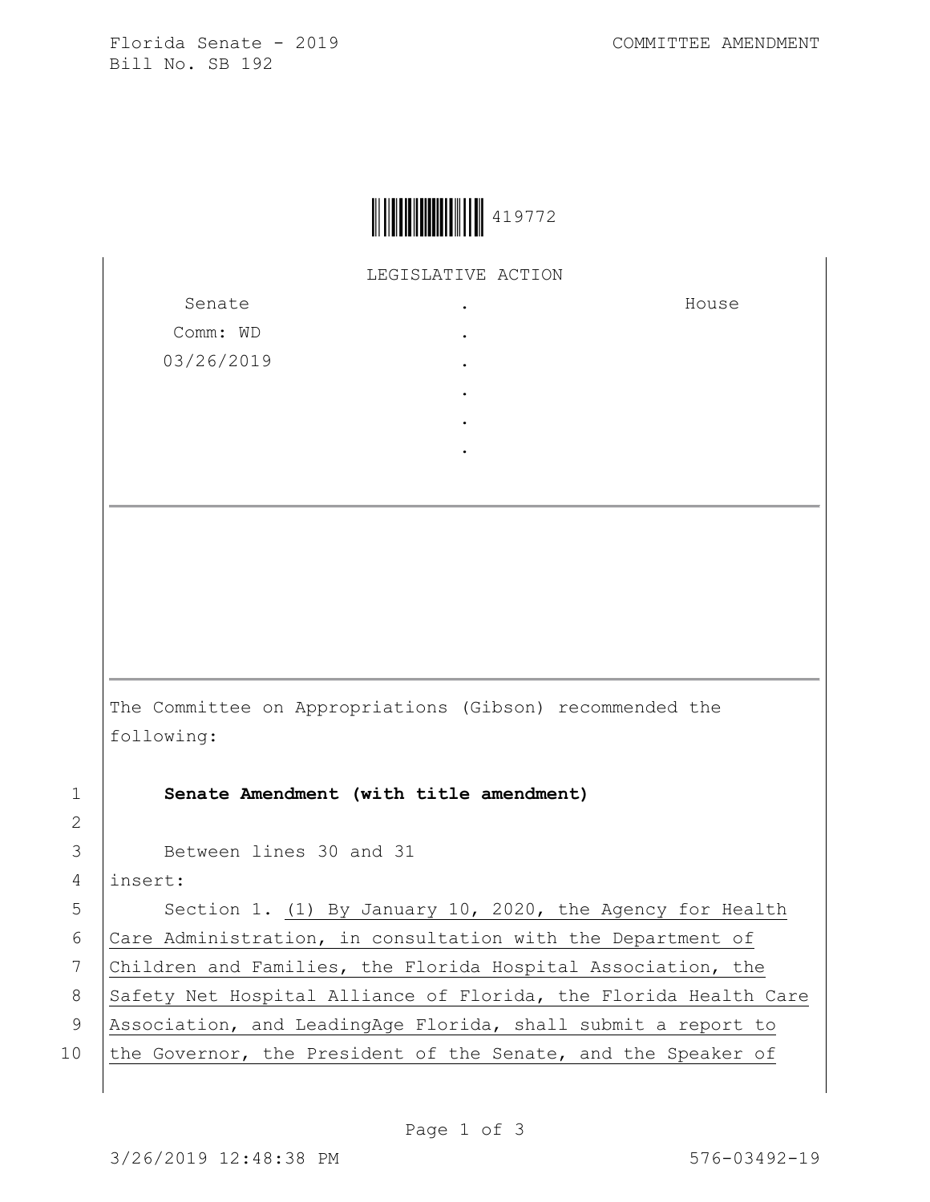Florida Senate - 2019
Bill No. SB 192

COMMITTEE AMENDMENT

419772

LEGISLATIVE ACTION

| Senate | . | House |
| --- | --- | --- |
| Comm: WD | . | |
| 03/26/2019 | . | |
| | . | |
| | . | |
| | . | |

The Committee on Appropriations (Gibson) recommended the following:

1 **Senate Amendment (with title amendment)**

2

3 Between lines 30 and 31

4 insert:

5 Section 1. (1) By January 10, 2020, the Agency for Health

6 Care Administration, in consultation with the Department of

7 Children and Families, the Florida Hospital Association, the

8 Safety Net Hospital Alliance of Florida, the Florida Health Care

9 Association, and LeadingAge Florida, shall submit a report to

10 the Governor, the President of the Senate, and the Speaker of

3/26/2019 12:48:38 PM 576-03492-19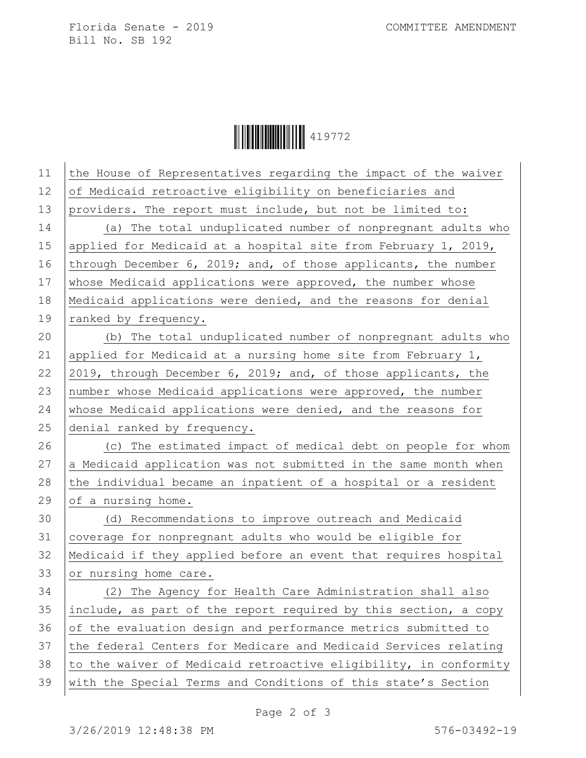the House of Representatives regarding the impact of the waiver of Medicaid retroactive eligibility on beneficiaries and providers. The report must include, but not be limited to:

(a) The total unduplicated number of nonpregnant adults who applied for Medicaid at a hospital site from February 1, 2019, through December 6, 2019; and, of those applicants, the number whose Medicaid applications were approved, the number whose Medicaid applications were denied, and the reasons for denial ranked by frequency.

(b) The total unduplicated number of nonpregnant adults who applied for Medicaid at a nursing home site from February 1, 2019, through December 6, 2019; and, of those applicants, the number whose Medicaid applications were approved, the number whose Medicaid applications were denied, and the reasons for denial ranked by frequency.

(c) The estimated impact of medical debt on people for whom a Medicaid application was not submitted in the same month when the individual became an inpatient of a hospital or a resident of a nursing home.

(d) Recommendations to improve outreach and Medicaid coverage for nonpregnant adults who would be eligible for Medicaid if they applied before an event that requires hospital or nursing home care.

(2) The Agency for Health Care Administration shall also include, as part of the report required by this section, a copy of the evaluation design and performance metrics submitted to the federal Centers for Medicare and Medicaid Services relating to the waiver of Medicaid retroactive eligibility, in conformity with the Special Terms and Conditions of this state's Section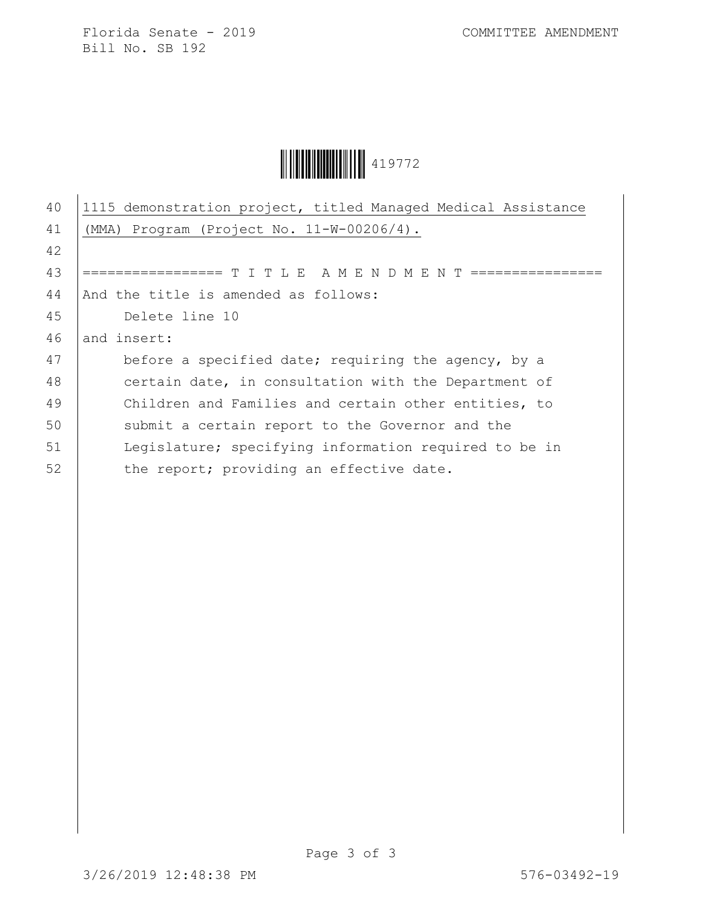1115 demonstration project, titled Managed Medical Assistance (MMA) Program (Project No. 11-W-00206/4).

================= T I T L E A M E N D M E N T ================

And the title is amended as follows:

Delete line 10

and insert:

before a specified date; requiring the agency, by a certain date, in consultation with the Department of Children and Families and certain other entities, to submit a certain report to the Governor and the Legislature; specifying information required to be in the report; providing an effective date.